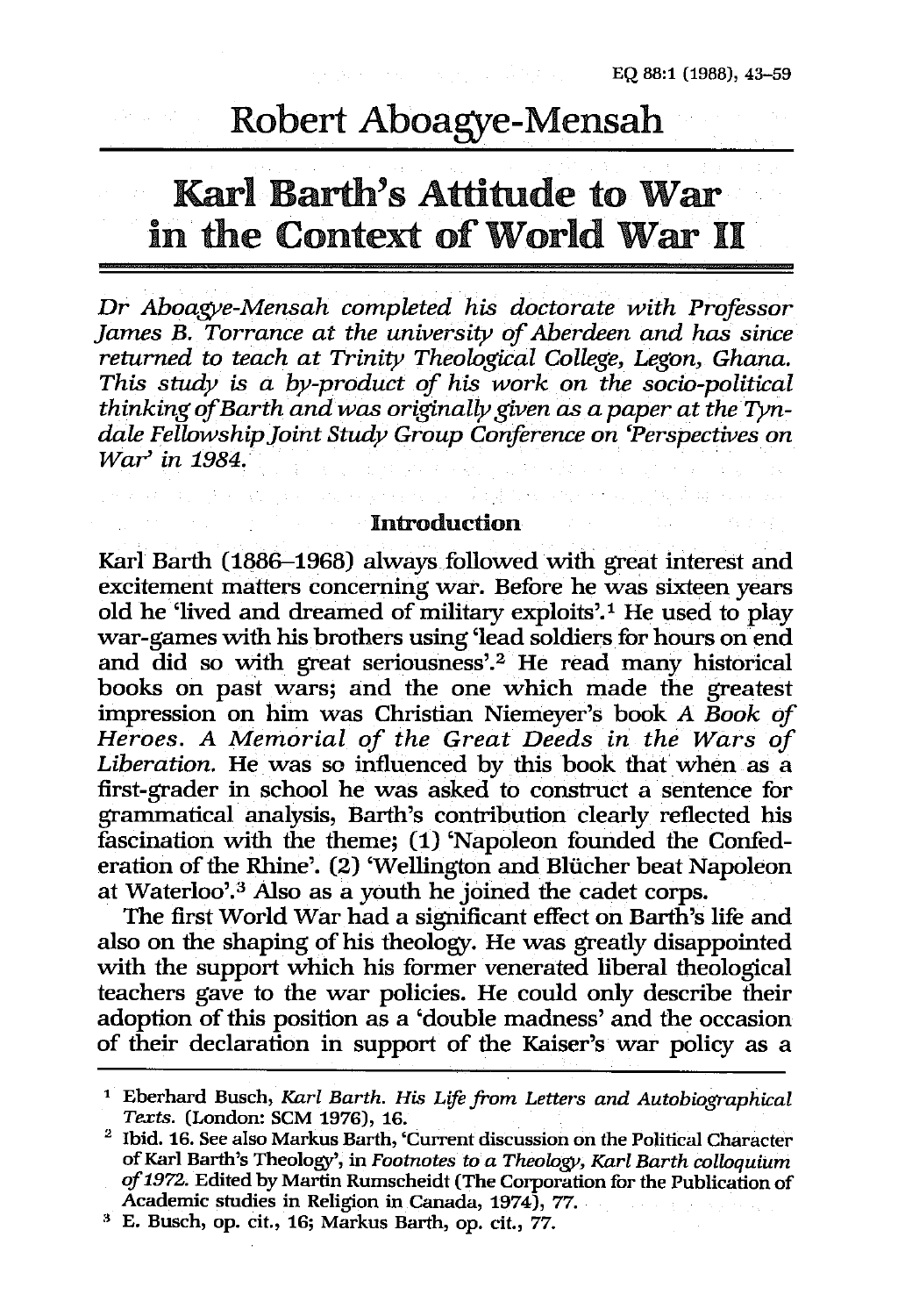# Robert Aboagye-Mensah

## Karl Barth's Attitude to War in the Context of World War II

*Dr Aboagye-Mensah completed his doctorate with Professor James B. Torrance at the university of Aberdeen and has since returned to teach at Trinity Theological College, Legon, Ghana. This study is a by-product of his work on the socio-political thinking of Barth and was originally given as a paper at the Tyndale Fellowship Joint Study Group Conference on 'Perspectives on War' in 1984.*

### Introduction

Karl Barth (1886–1968) always followed with great interest and excitement matters concerning war. Before he was sixteen years old he 'lived and dreamed of military exploits'.[1] He used to play war-games with his brothers using 'lead soldiers for hours on end and did so with great seriousness'.[2] He read many historical books on past wars; and the one which made the greatest impression on him was Christian Niemeyer's book *A Book of Heroes. A Memorial of the Great Deeds in the Wars of Liberation.* He was so influenced by this book that when as a first-grader in school he was asked to construct a sentence for grammatical analysis, Barth's contribution clearly reflected his fascination with the theme; (1) 'Napoleon founded the Confederation of the Rhine'. (2) 'Wellington and Blücher beat Napoleon at Waterloo'.[3] Also as a youth he joined the cadet corps.

The first World War had a significant effect on Barth's life and also on the shaping of his theology. He was greatly disappointed with the support which his former venerated liberal theological teachers gave to the war policies. He could only describe their adoption of this position as a 'double madness' and the occasion of their declaration in support of the Kaiser's war policy as a

---

[1] Eberhard Busch, *Karl Barth. His Life from Letters and Autobiographical Texts.* (London: SCM 1976), 16.

[2] Ibid. 16. See also Markus Barth, 'Current discussion on the Political Character of Karl Barth's Theology', in *Footnotes to a Theology, Karl Barth colloquium of 1972.* Edited by Martin Rumscheidt (The Corporation for the Publication of Academic studies in Religion in Canada, 1974), 77.

[3] E. Busch, op. cit., 16; Markus Barth, op. cit., 77.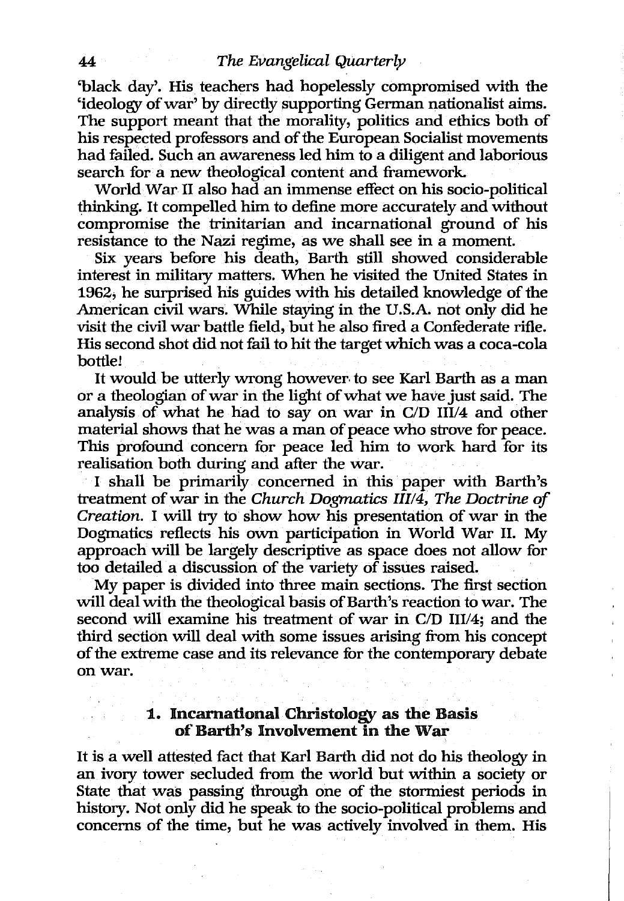'black day'. His teachers had hopelessly compromised with the 'ideology of war' by directly supporting German nationalist aims. The support meant that the morality, politics and ethics both of his respected professors and of the European Socialist movements had failed. Such an awareness led him to a diligent and laborious search for a new theological content and framework.

World War II also had an immense effect on his socio-political thinking. It compelled him to define more accurately and without compromise the trinitarian and incarnational ground of his resistance to the Nazi regime, as we shall see in a moment.

Six years before his death, Barth still showed considerable interest in military matters. When he visited the United States in 1962, he surprised his guides with his detailed knowledge of the American civil wars. While staying in the U.S.A. not only did he visit the civil war battle field, but he also fired a Confederate rifle. His second shot did not fail to hit the target which was a coca-cola bottle!

It would be utterly wrong however to see Karl Barth as a man or a theologian of war in the light of what we have just said. The analysis of what he had to say on war in C/D III/4 and other material shows that he was a man of peace who strove for peace. This profound concern for peace led him to work hard for its realisation both during and after the war.

I shall be primarily concerned in this paper with Barth's treatment of war in the *Church Dogmatics III/4, The Doctrine of Creation*. I will try to show how his presentation of war in the Dogmatics reflects his own participation in World War II. My approach will be largely descriptive as space does not allow for too detailed a discussion of the variety of issues raised.

My paper is divided into three main sections. The first section will deal with the theological basis of Barth's reaction to war. The second will examine his treatment of war in C/D III/4; and the third section will deal with some issues arising from his concept of the extreme case and its relevance for the contemporary debate on war.

## 1. Incarnational Christology as the Basis of Barth's Involvement in the War

It is a well attested fact that Karl Barth did not do his theology in an ivory tower secluded from the world but within a society or State that was passing through one of the stormiest periods in history. Not only did he speak to the socio-political problems and concerns of the time, but he was actively involved in them. His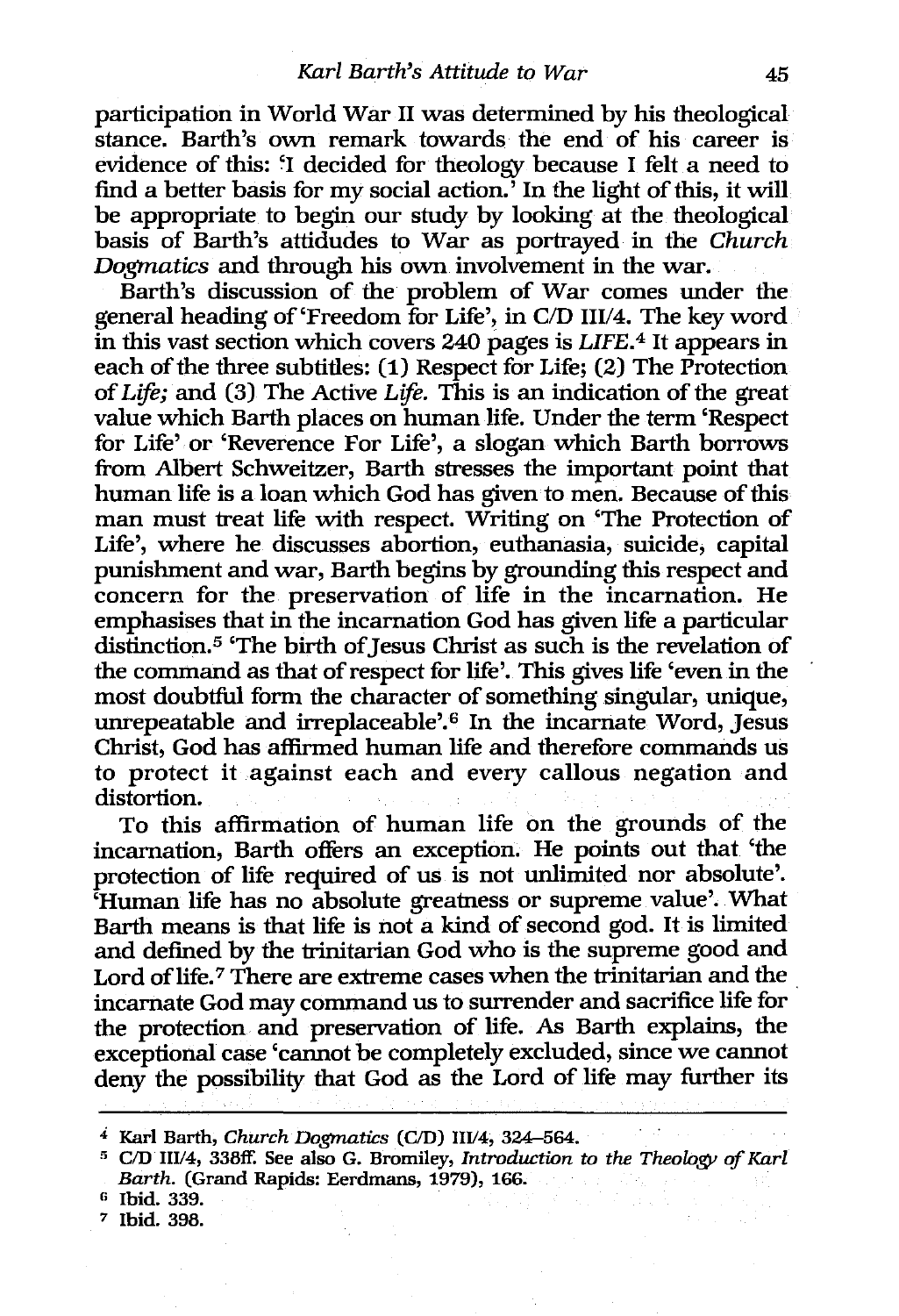participation in World War II was determined by his theological stance. Barth's own remark towards the end of his career is evidence of this: 'I decided for theology because I felt a need to find a better basis for my social action.' In the light of this, it will be appropriate to begin our study by looking at the theological basis of Barth's attidudes to War as portrayed in the *Church Dogmatics* and through his own involvement in the war.

Barth's discussion of the problem of War comes under the general heading of 'Freedom for Life', in C/D III/4. The key word in this vast section which covers 240 pages is *LIFE*.[4] It appears in each of the three subtitles: (1) Respect for Life; (2) The Protection of *Life;* and (3) The Active *Life.* This is an indication of the great value which Barth places on human life. Under the term 'Respect for Life' or 'Reverence For Life', a slogan which Barth borrows from Albert Schweitzer, Barth stresses the important point that human life is a loan which God has given to men. Because of this man must treat life with respect. Writing on 'The Protection of Life', where he discusses abortion, euthanasia, suicide, capital punishment and war, Barth begins by grounding this respect and concern for the preservation of life in the incarnation. He emphasises that in the incarnation God has given life a particular distinction.[5] 'The birth of Jesus Christ as such is the revelation of the command as that of respect for life'. This gives life 'even in the most doubtful form the character of something singular, unique, unrepeatable and irreplaceable'.[6] In the incarnate Word, Jesus Christ, God has affirmed human life and therefore commands us to protect it against each and every callous negation and distortion.

To this affirmation of human life on the grounds of the incarnation, Barth offers an exception. He points out that 'the protection of life required of us is not unlimited nor absolute'. 'Human life has no absolute greatness or supreme value'. What Barth means is that life is not a kind of second god. It is limited and defined by the trinitarian God who is the supreme good and Lord of life.[7] There are extreme cases when the trinitarian and the incarnate God may command us to surrender and sacrifice life for the protection and preservation of life. As Barth explains, the exceptional case 'cannot be completely excluded, since we cannot deny the possibility that God as the Lord of life may further its

---

[4] Karl Barth, *Church Dogmatics* (C/D) III/4, 324–564.

[5] C/D III/4, 338ff. See also G. Bromiley, *Introduction to the Theology of Karl Barth.* (Grand Rapids: Eerdmans, 1979), 166.

[6] Ibid. 339.

[7] Ibid. 398.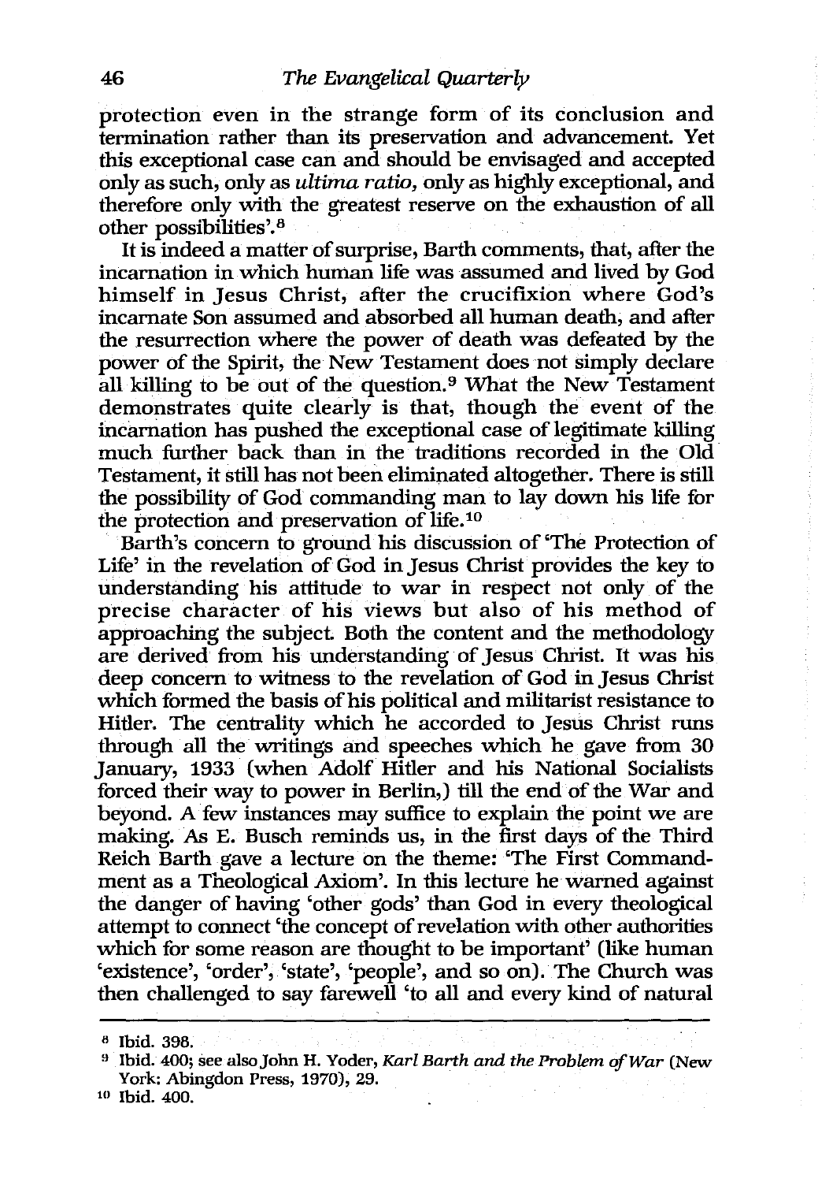protection even in the strange form of its conclusion and termination rather than its preservation and advancement. Yet this exceptional case can and should be envisaged and accepted only as such, only as *ultima ratio,* only as highly exceptional, and therefore only with the greatest reserve on the exhaustion of all other possibilities'.[8]

It is indeed a matter of surprise, Barth comments, that, after the incarnation in which human life was assumed and lived by God himself in Jesus Christ, after the crucifixion where God's incarnate Son assumed and absorbed all human death, and after the resurrection where the power of death was defeated by the power of the Spirit, the New Testament does not simply declare all killing to be out of the question.[9] What the New Testament demonstrates quite clearly is that, though the event of the incarnation has pushed the exceptional case of legitimate killing much further back than in the traditions recorded in the Old Testament, it still has not been eliminated altogether. There is still the possibility of God commanding man to lay down his life for the protection and preservation of life.[10]

Barth's concern to ground his discussion of 'The Protection of Life' in the revelation of God in Jesus Christ provides the key to understanding his attitude to war in respect not only of the precise character of his views but also of his method of approaching the subject. Both the content and the methodology are derived from his understanding of Jesus Christ. It was his deep concern to witness to the revelation of God in Jesus Christ which formed the basis of his political and militarist resistance to Hitler. The centrality which he accorded to Jesus Christ runs through all the writings and speeches which he gave from 30 January, 1933 (when Adolf Hitler and his National Socialists forced their way to power in Berlin,) till the end of the War and beyond. A few instances may suffice to explain the point we are making. As E. Busch reminds us, in the first days of the Third Reich Barth gave a lecture on the theme: 'The First Commandment as a Theological Axiom'. In this lecture he warned against the danger of having 'other gods' than God in every theological attempt to connect 'the concept of revelation with other authorities which for some reason are thought to be important' (like human 'existence', 'order', 'state', 'people', and so on). The Church was then challenged to say farewell 'to all and every kind of natural

---

[8] Ibid. 398.

[9] Ibid. 400; see also John H. Yoder, *Karl Barth and the Problem of War* (New York: Abingdon Press, 1970), 29.

[10] Ibid. 400.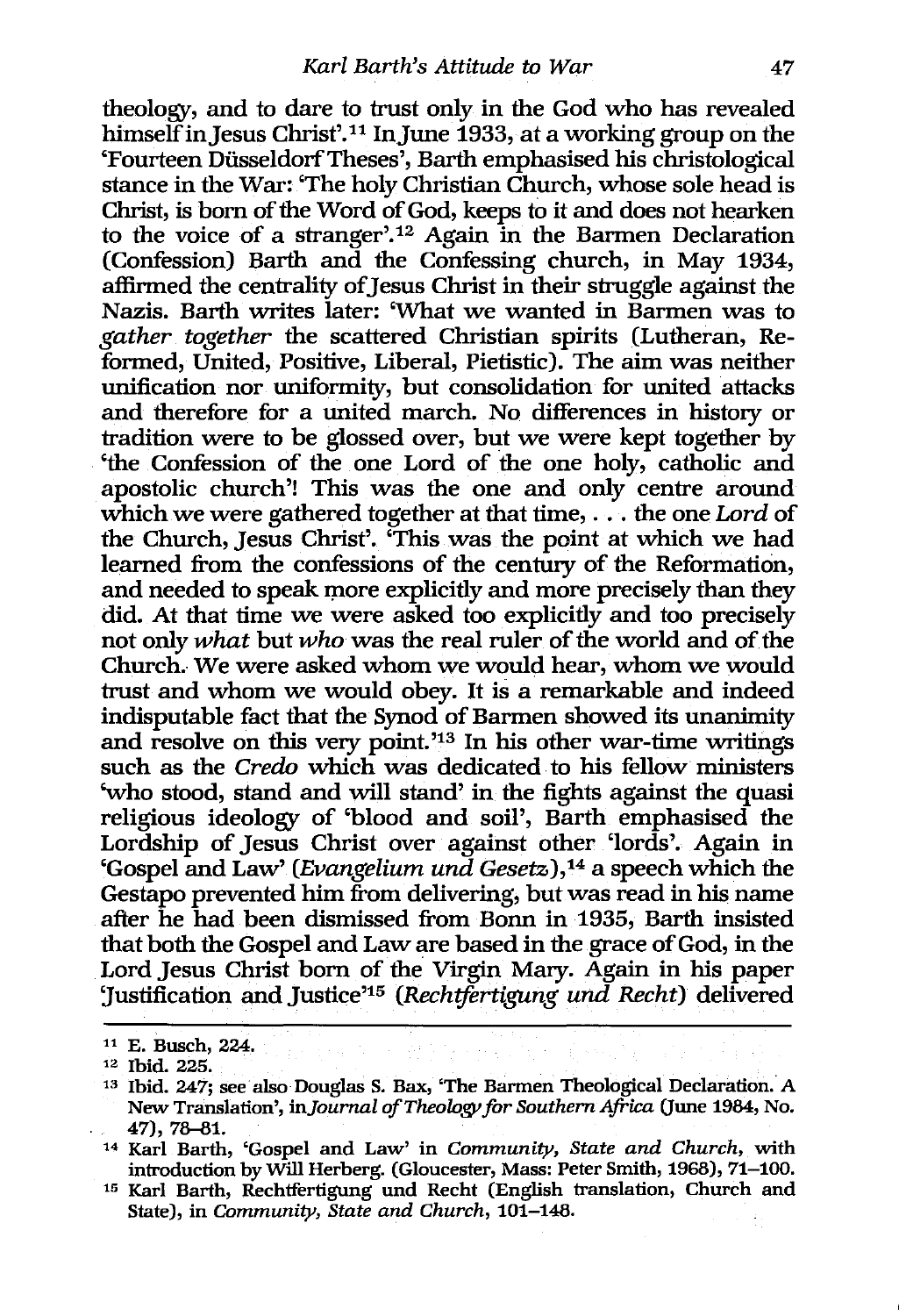theology, and to dare to trust only in the God who has revealed himself in Jesus Christ'.[11] In June 1933, at a working group on the 'Fourteen Düsseldorf Theses', Barth emphasised his christological stance in the War: 'The holy Christian Church, whose sole head is Christ, is born of the Word of God, keeps to it and does not hearken to the voice of a stranger'.[12] Again in the Barmen Declaration (Confession) Barth and the Confessing church, in May 1934, affirmed the centrality of Jesus Christ in their struggle against the Nazis. Barth writes later: 'What we wanted in Barmen was to *gather together* the scattered Christian spirits (Lutheran, Reformed, United, Positive, Liberal, Pietistic). The aim was neither unification nor uniformity, but consolidation for united attacks and therefore for a united march. No differences in history or tradition were to be glossed over, but we were kept together by 'the Confession of the one Lord of the one holy, catholic and apostolic church'! This was the one and only centre around which we were gathered together at that time, . . . the one *Lord* of the Church, Jesus Christ'. 'This was the point at which we had learned from the confessions of the century of the Reformation, and needed to speak more explicitly and more precisely than they did. At that time we were asked too explicitly and too precisely not only *what* but *who* was the real ruler of the world and of the Church. We were asked whom we would hear, whom we would trust and whom we would obey. It is a remarkable and indeed indisputable fact that the Synod of Barmen showed its unanimity and resolve on this very point.'[13] In his other war-time writings such as the *Credo* which was dedicated to his fellow ministers 'who stood, stand and will stand' in the fights against the quasi religious ideology of 'blood and soil', Barth emphasised the Lordship of Jesus Christ over against other 'lords'. Again in 'Gospel and Law' (*Evangelium und Gesetz*),[14] a speech which the Gestapo prevented him from delivering, but was read in his name after he had been dismissed from Bonn in 1935, Barth insisted that both the Gospel and Law are based in the grace of God, in the Lord Jesus Christ born of the Virgin Mary. Again in his paper 'Justification and Justice'[15] (*Rechtfertigung und Recht*) delivered

---

[11] E. Busch, 224.

[12] Ibid. 225.

[13] Ibid. 247; see also Douglas S. Bax, 'The Barmen Theological Declaration. A New Translation', in *Journal of Theology for Southern Africa* (June 1984, No. 47), 78–81.

[14] Karl Barth, 'Gospel and Law' in *Community, State and Church*, with introduction by Will Herberg. (Gloucester, Mass: Peter Smith, 1968), 71–100.

[15] Karl Barth, Rechtfertigung und Recht (English translation, Church and State), in *Community, State and Church*, 101–148.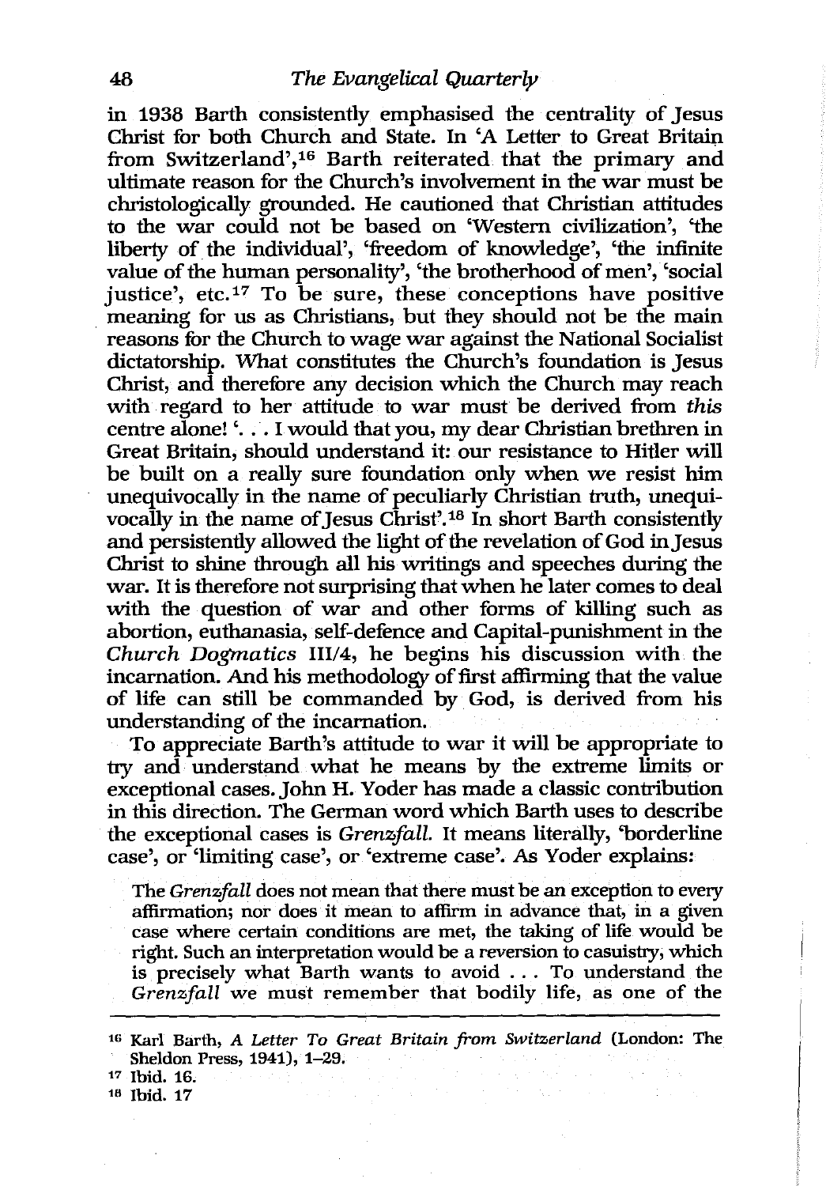in 1938 Barth consistently emphasised the centrality of Jesus Christ for both Church and State. In 'A Letter to Great Britain from Switzerland',[16] Barth reiterated that the primary and ultimate reason for the Church's involvement in the war must be christologically grounded. He cautioned that Christian attitudes to the war could not be based on 'Western civilization', 'the liberty of the individual', 'freedom of knowledge', 'the infinite value of the human personality', 'the brotherhood of men', 'social justice', etc.[17] To be sure, these conceptions have positive meaning for us as Christians, but they should not be the main reasons for the Church to wage war against the National Socialist dictatorship. What constitutes the Church's foundation is Jesus Christ, and therefore any decision which the Church may reach with regard to her attitude to war must be derived from *this* centre alone! '. . . I would that you, my dear Christian brethren in Great Britain, should understand it: our resistance to Hitler will be built on a really sure foundation only when we resist him unequivocally in the name of peculiarly Christian truth, unequivocally in the name of Jesus Christ'.[18] In short Barth consistently and persistently allowed the light of the revelation of God in Jesus Christ to shine through all his writings and speeches during the war. It is therefore not surprising that when he later comes to deal with the question of war and other forms of killing such as abortion, euthanasia, self-defence and Capital-punishment in the *Church Dogmatics* III/4, he begins his discussion with the incarnation. And his methodology of first affirming that the value of life can still be commanded by God, is derived from his understanding of the incarnation.

To appreciate Barth's attitude to war it will be appropriate to try and understand what he means by the extreme limits or exceptional cases. John H. Yoder has made a classic contribution in this direction. The German word which Barth uses to describe the exceptional cases is *Grenzfall*. It means literally, 'borderline case', or 'limiting case', or 'extreme case'. As Yoder explains:

> The *Grenzfall* does not mean that there must be an exception to every affirmation; nor does it mean to affirm in advance that, in a given case where certain conditions are met, the taking of life would be right. Such an interpretation would be a reversion to casuistry, which is precisely what Barth wants to avoid . . . To understand the *Grenzfall* we must remember that bodily life, as one of the

---

[16] Karl Barth, *A Letter To Great Britain from Switzerland* (London: The Sheldon Press, 1941), 1–29.

[17] Ibid. 16.

[18] Ibid. 17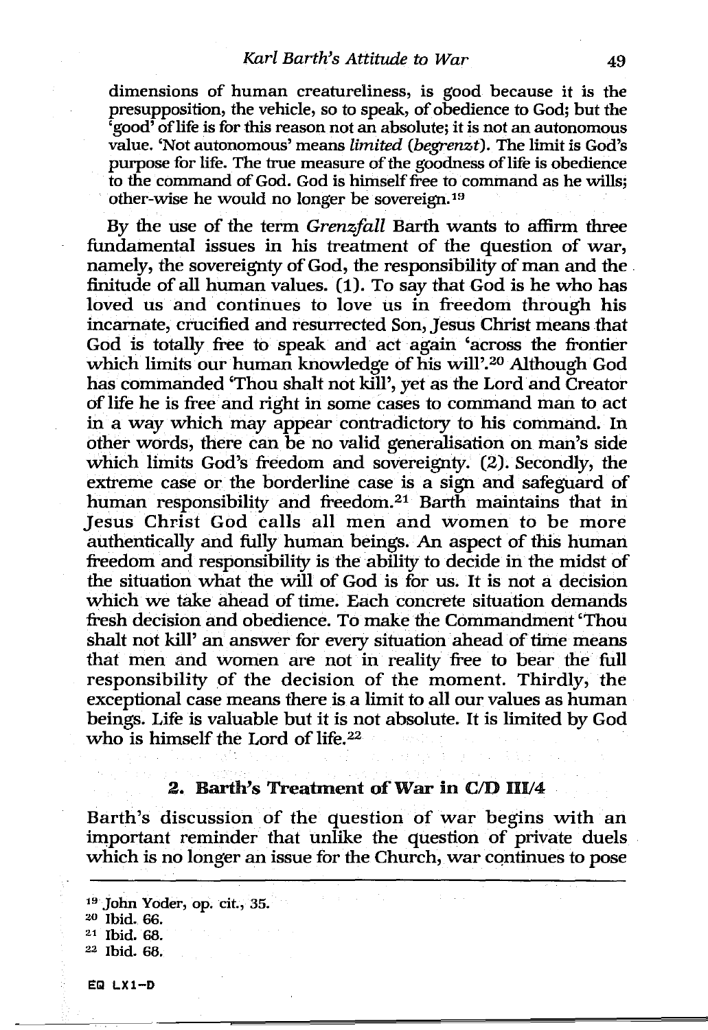dimensions of human creatureliness, is good because it is the presupposition, the vehicle, so to speak, of obedience to God; but the 'good' of life is for this reason not an absolute; it is not an autonomous value. 'Not autonomous' means *limited* (*begrenzt*). The limit is God's purpose for life. The true measure of the goodness of life is obedience to the command of God. God is himself free to command as he wills; other-wise he would no longer be sovereign.[19]

By the use of the term *Grenzfall* Barth wants to affirm three fundamental issues in his treatment of the question of war, namely, the sovereignty of God, the responsibility of man and the finitude of all human values. (1). To say that God is he who has loved us and continues to love us in freedom through his incarnate, crucified and resurrected Son, Jesus Christ means that God is totally free to speak and act again 'across the frontier which limits our human knowledge of his will'.[20] Although God has commanded 'Thou shalt not kill', yet as the Lord and Creator of life he is free and right in some cases to command man to act in a way which may appear contradictory to his command. In other words, there can be no valid generalisation on man's side which limits God's freedom and sovereignty. (2). Secondly, the extreme case or the borderline case is a sign and safeguard of human responsibility and freedom.[21] Barth maintains that in Jesus Christ God calls all men and women to be more authentically and fully human beings. An aspect of this human freedom and responsibility is the ability to decide in the midst of the situation what the will of God is for us. It is not a decision which we take ahead of time. Each concrete situation demands fresh decision and obedience. To make the Commandment 'Thou shalt not kill' an answer for every situation ahead of time means that men and women are not in reality free to bear the full responsibility of the decision of the moment. Thirdly, the exceptional case means there is a limit to all our values as human beings. Life is valuable but it is not absolute. It is limited by God who is himself the Lord of life.[22]

## 2. Barth's Treatment of War in C/D III/4

Barth's discussion of the question of war begins with an important reminder that unlike the question of private duels which is no longer an issue for the Church, war continues to pose

---

[19] John Yoder, op. cit., 35.
[20] Ibid. 66.
[21] Ibid. 68.
[22] Ibid. 68.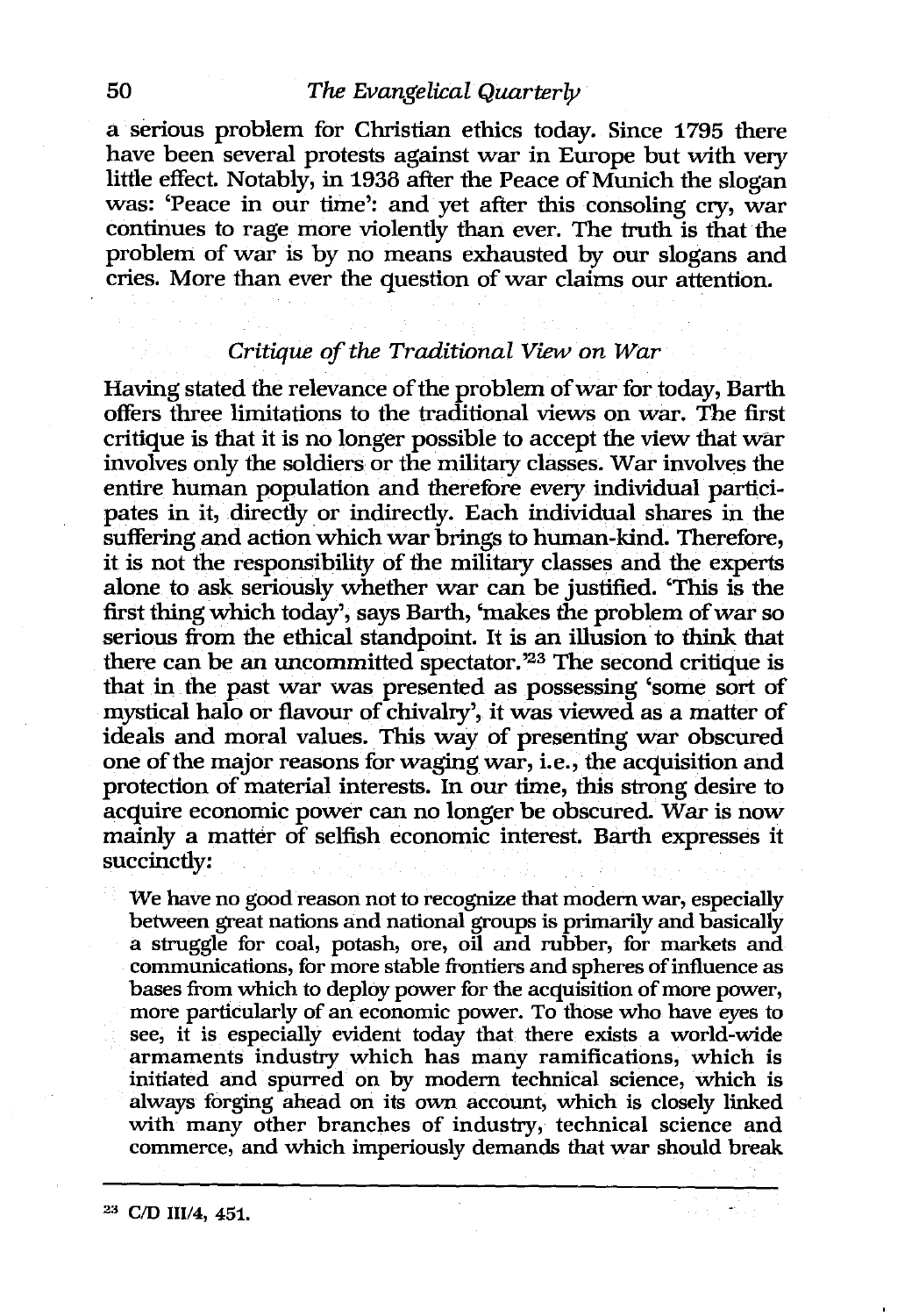a serious problem for Christian ethics today. Since 1795 there have been several protests against war in Europe but with very little effect. Notably, in 1938 after the Peace of Munich the slogan was: 'Peace in our time': and yet after this consoling cry, war continues to rage more violently than ever. The truth is that the problem of war is by no means exhausted by our slogans and cries. More than ever the question of war claims our attention.

### *Critique of the Traditional View on War*

Having stated the relevance of the problem of war for today, Barth offers three limitations to the traditional views on war. The first critique is that it is no longer possible to accept the view that war involves only the soldiers or the military classes. War involves the entire human population and therefore every individual participates in it, directly or indirectly. Each individual shares in the suffering and action which war brings to human-kind. Therefore, it is not the responsibility of the military classes and the experts alone to ask seriously whether war can be justified. 'This is the first thing which today', says Barth, 'makes the problem of war so serious from the ethical standpoint. It is an illusion to think that there can be an uncommitted spectator.'[23] The second critique is that in the past war was presented as possessing 'some sort of mystical halo or flavour of chivalry', it was viewed as a matter of ideals and moral values. This way of presenting war obscured one of the major reasons for waging war, i.e., the acquisition and protection of material interests. In our time, this strong desire to acquire economic power can no longer be obscured. War is now mainly a matter of selfish economic interest. Barth expresses it succinctly:

> We have no good reason not to recognize that modern war, especially between great nations and national groups is primarily and basically a struggle for coal, potash, ore, oil and rubber, for markets and communications, for more stable frontiers and spheres of influence as bases from which to deploy power for the acquisition of more power, more particularly of an economic power. To those who have eyes to see, it is especially evident today that there exists a world-wide armaments industry which has many ramifications, which is initiated and spurred on by modern technical science, which is always forging ahead on its own account, which is closely linked with many other branches of industry, technical science and commerce, and which imperiously demands that war should break

---

[23] C/D III/4, 451.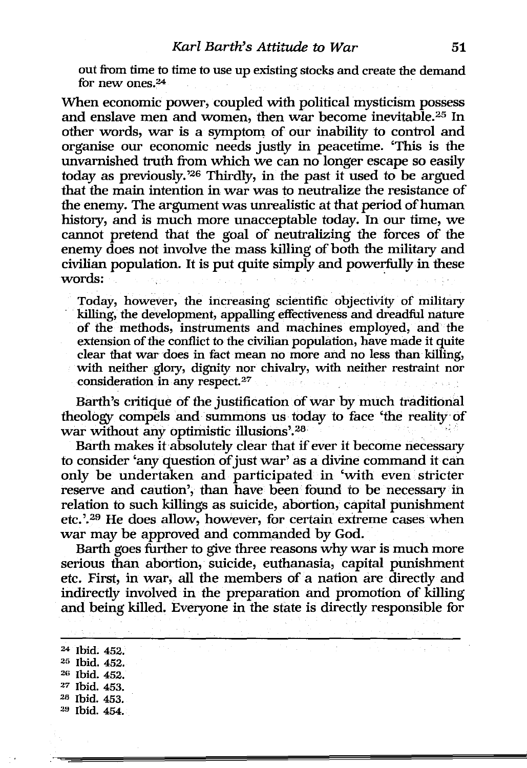out from time to time to use up existing stocks and create the demand for new ones.[24]

When economic power, coupled with political mysticism possess and enslave men and women, then war become inevitable.[25] In other words, war is a symptom of our inability to control and organise our economic needs justly in peacetime. 'This is the unvarnished truth from which we can no longer escape so easily today as previously.'[26] Thirdly, in the past it used to be argued that the main intention in war was to neutralize the resistance of the enemy. The argument was unrealistic at that period of human history, and is much more unacceptable today. In our time, we cannot pretend that the goal of neutralizing the forces of the enemy does not involve the mass killing of both the military and civilian population. It is put quite simply and powerfully in these words:

> Today, however, the increasing scientific objectivity of military killing, the development, appalling effectiveness and dreadful nature of the methods, instruments and machines employed, and the extension of the conflict to the civilian population, have made it quite clear that war does in fact mean no more and no less than killing, with neither glory, dignity nor chivalry, with neither restraint nor consideration in any respect.[27]

Barth's critique of the justification of war by much traditional theology compels and summons us today to face 'the reality of war without any optimistic illusions'.[28]

Barth makes it absolutely clear that if ever it become necessary to consider 'any question of just war' as a divine command it can only be undertaken and participated in 'with even stricter reserve and caution', than have been found to be necessary in relation to such killings as suicide, abortion, capital punishment etc.'.[29] He does allow, however, for certain extreme cases when war may be approved and commanded by God.

Barth goes further to give three reasons why war is much more serious than abortion, suicide, euthanasia, capital punishment etc. First, in war, all the members of a nation are directly and indirectly involved in the preparation and promotion of killing and being killed. Everyone in the state is directly responsible for

---

[24] Ibid. 452.
[25] Ibid. 452.
[26] Ibid. 452.
[27] Ibid. 453.
[28] Ibid. 453.
[29] Ibid. 454.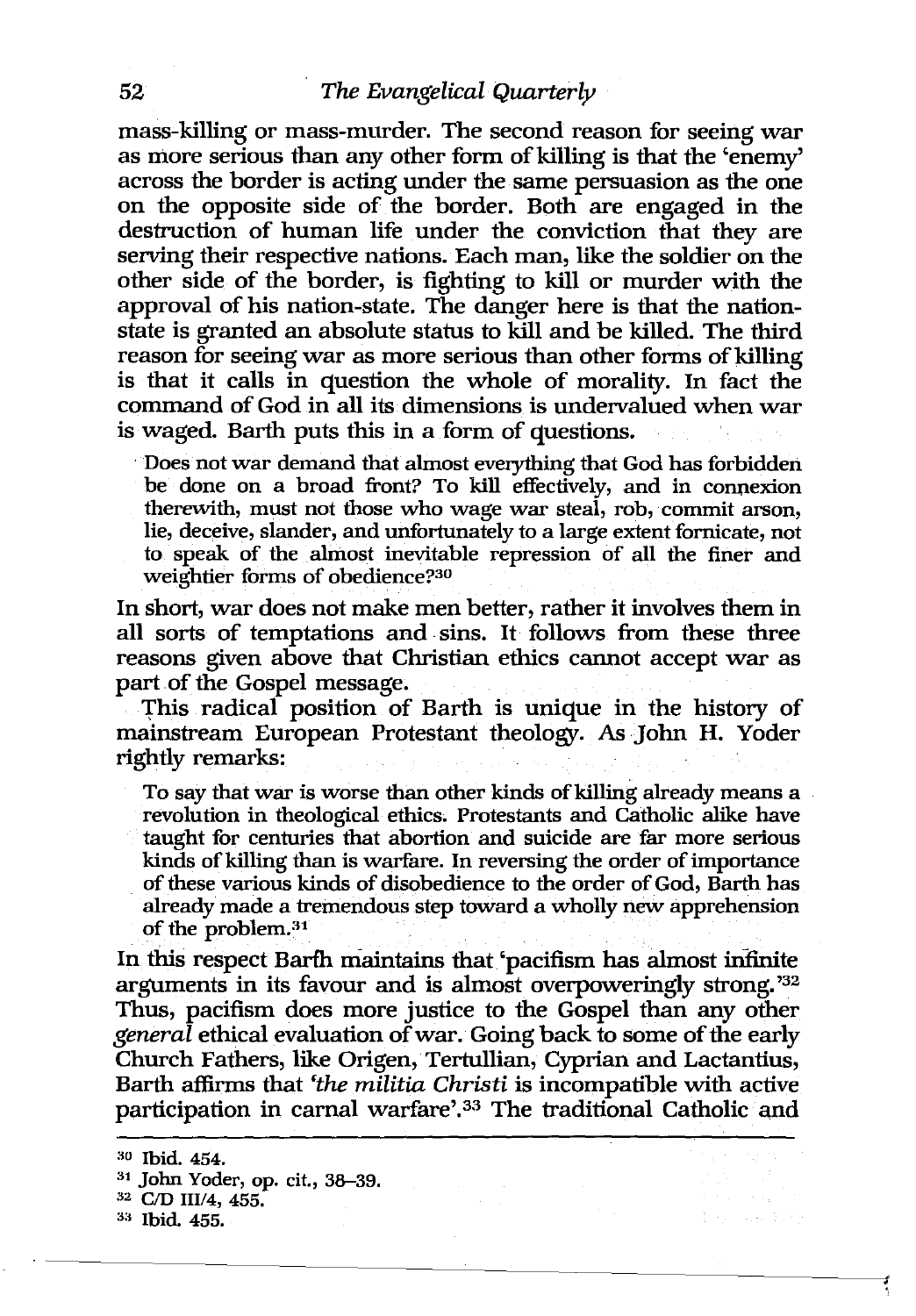mass-killing or mass-murder. The second reason for seeing war as more serious than any other form of killing is that the 'enemy' across the border is acting under the same persuasion as the one on the opposite side of the border. Both are engaged in the destruction of human life under the conviction that they are serving their respective nations. Each man, like the soldier on the other side of the border, is fighting to kill or murder with the approval of his nation-state. The danger here is that the nation-state is granted an absolute status to kill and be killed. The third reason for seeing war as more serious than other forms of killing is that it calls in question the whole of morality. In fact the command of God in all its dimensions is undervalued when war is waged. Barth puts this in a form of questions.

> Does not war demand that almost everything that God has forbidden be done on a broad front? To kill effectively, and in connexion therewith, must not those who wage war steal, rob, commit arson, lie, deceive, slander, and unfortunately to a large extent fornicate, not to speak of the almost inevitable repression of all the finer and weightier forms of obedience?[30]

In short, war does not make men better, rather it involves them in all sorts of temptations and sins. It follows from these three reasons given above that Christian ethics cannot accept war as part of the Gospel message.

This radical position of Barth is unique in the history of mainstream European Protestant theology. As John H. Yoder rightly remarks:

> To say that war is worse than other kinds of killing already means a revolution in theological ethics. Protestants and Catholic alike have taught for centuries that abortion and suicide are far more serious kinds of killing than is warfare. In reversing the order of importance of these various kinds of disobedience to the order of God, Barth has already made a tremendous step toward a wholly new apprehension of the problem.[31]

In this respect Barth maintains that 'pacifism has almost infinite arguments in its favour and is almost overpoweringly strong.'[32] Thus, pacifism does more justice to the Gospel than any other *general* ethical evaluation of war. Going back to some of the early Church Fathers, like Origen, Tertullian, Cyprian and Lactantius, Barth affirms that *'the militia Christi* is incompatible with active participation in carnal warfare'.[33] The traditional Catholic and

---

[30] Ibid. 454.

[31] John Yoder, op. cit., 38–39.

[32] C/D III/4, 455.

[33] Ibid. 455.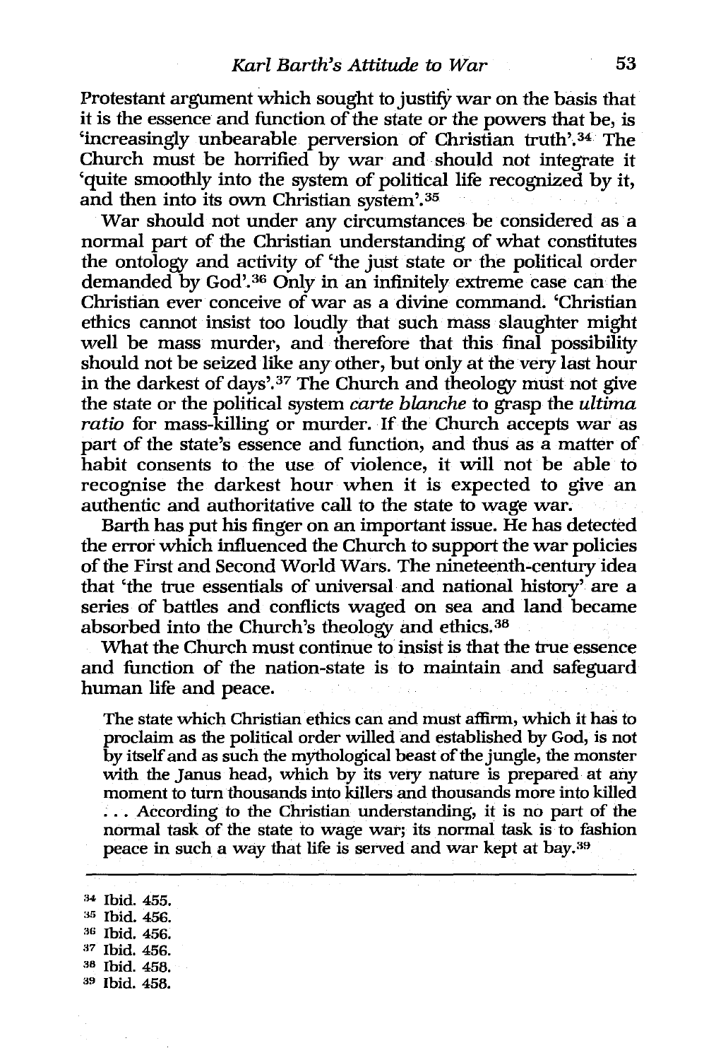Protestant argument which sought to justify war on the basis that it is the essence and function of the state or the powers that be, is 'increasingly unbearable perversion of Christian truth'.[34] The Church must be horrified by war and should not integrate it 'quite smoothly into the system of political life recognized by it, and then into its own Christian system'.[35]

War should not under any circumstances be considered as a normal part of the Christian understanding of what constitutes the ontology and activity of 'the just state or the political order demanded by God'.[36] Only in an infinitely extreme case can the Christian ever conceive of war as a divine command. 'Christian ethics cannot insist too loudly that such mass slaughter might well be mass murder, and therefore that this final possibility should not be seized like any other, but only at the very last hour in the darkest of days'.[37] The Church and theology must not give the state or the political system *carte blanche* to grasp the *ultima ratio* for mass-killing or murder. If the Church accepts war as part of the state's essence and function, and thus as a matter of habit consents to the use of violence, it will not be able to recognise the darkest hour when it is expected to give an authentic and authoritative call to the state to wage war.

Barth has put his finger on an important issue. He has detected the error which influenced the Church to support the war policies of the First and Second World Wars. The nineteenth-century idea that 'the true essentials of universal and national history' are a series of battles and conflicts waged on sea and land became absorbed into the Church's theology and ethics.[38]

What the Church must continue to insist is that the true essence and function of the nation-state is to maintain and safeguard human life and peace.

> The state which Christian ethics can and must affirm, which it has to proclaim as the political order willed and established by God, is not by itself and as such the mythological beast of the jungle, the monster with the Janus head, which by its very nature is prepared at any moment to turn thousands into killers and thousands more into killed . . . According to the Christian understanding, it is no part of the normal task of the state to wage war; its normal task is to fashion peace in such a way that life is served and war kept at bay.[39]

---

[34] Ibid. 455.
[35] Ibid. 456.
[36] Ibid. 456.
[37] Ibid. 456.
[38] Ibid. 458.
[39] Ibid. 458.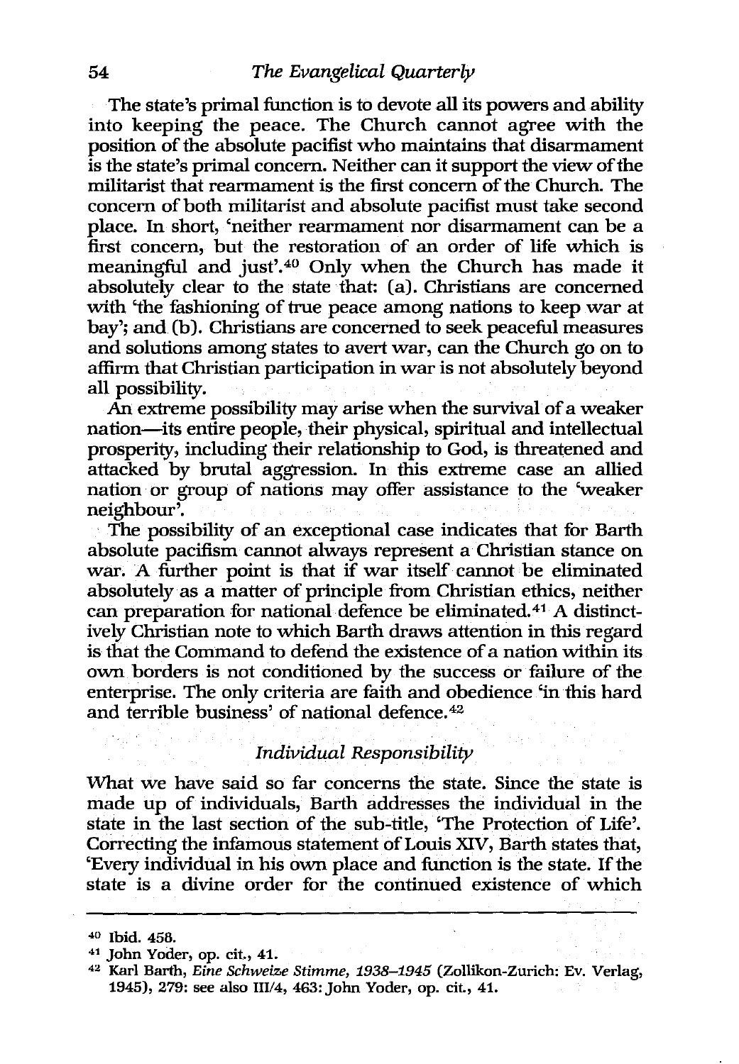The state's primal function is to devote all its powers and ability into keeping the peace. The Church cannot agree with the position of the absolute pacifist who maintains that disarmament is the state's primal concern. Neither can it support the view of the militarist that rearmament is the first concern of the Church. The concern of both militarist and absolute pacifist must take second place. In short, 'neither rearmament nor disarmament can be a first concern, but the restoration of an order of life which is meaningful and just'.[40] Only when the Church has made it absolutely clear to the state that: (a). Christians are concerned with 'the fashioning of true peace among nations to keep war at bay'; and (b). Christians are concerned to seek peaceful measures and solutions among states to avert war, can the Church go on to affirm that Christian participation in war is not absolutely beyond all possibility.

An extreme possibility may arise when the survival of a weaker nation—its entire people, their physical, spiritual and intellectual prosperity, including their relationship to God, is threatened and attacked by brutal aggression. In this extreme case an allied nation or group of nations may offer assistance to the 'weaker neighbour'.

The possibility of an exceptional case indicates that for Barth absolute pacifism cannot always represent a Christian stance on war. A further point is that if war itself cannot be eliminated absolutely as a matter of principle from Christian ethics, neither can preparation for national defence be eliminated.[41] A distinctively Christian note to which Barth draws attention in this regard is that the Command to defend the existence of a nation within its own borders is not conditioned by the success or failure of the enterprise. The only criteria are faith and obedience 'in this hard and terrible business' of national defence.[42]

### *Individual Responsibility*

What we have said so far concerns the state. Since the state is made up of individuals, Barth addresses the individual in the state in the last section of the sub-title, 'The Protection of Life'. Correcting the infamous statement of Louis XIV, Barth states that, 'Every individual in his own place and function is the state. If the state is a divine order for the continued existence of which

---

[40] Ibid. 458.

[41] John Yoder, op. cit., 41.

[42] Karl Barth, *Eine Schweize Stimme, 1938–1945* (Zollikon-Zurich: Ev. Verlag, 1945), 279: see also III/4, 463: John Yoder, op. cit., 41.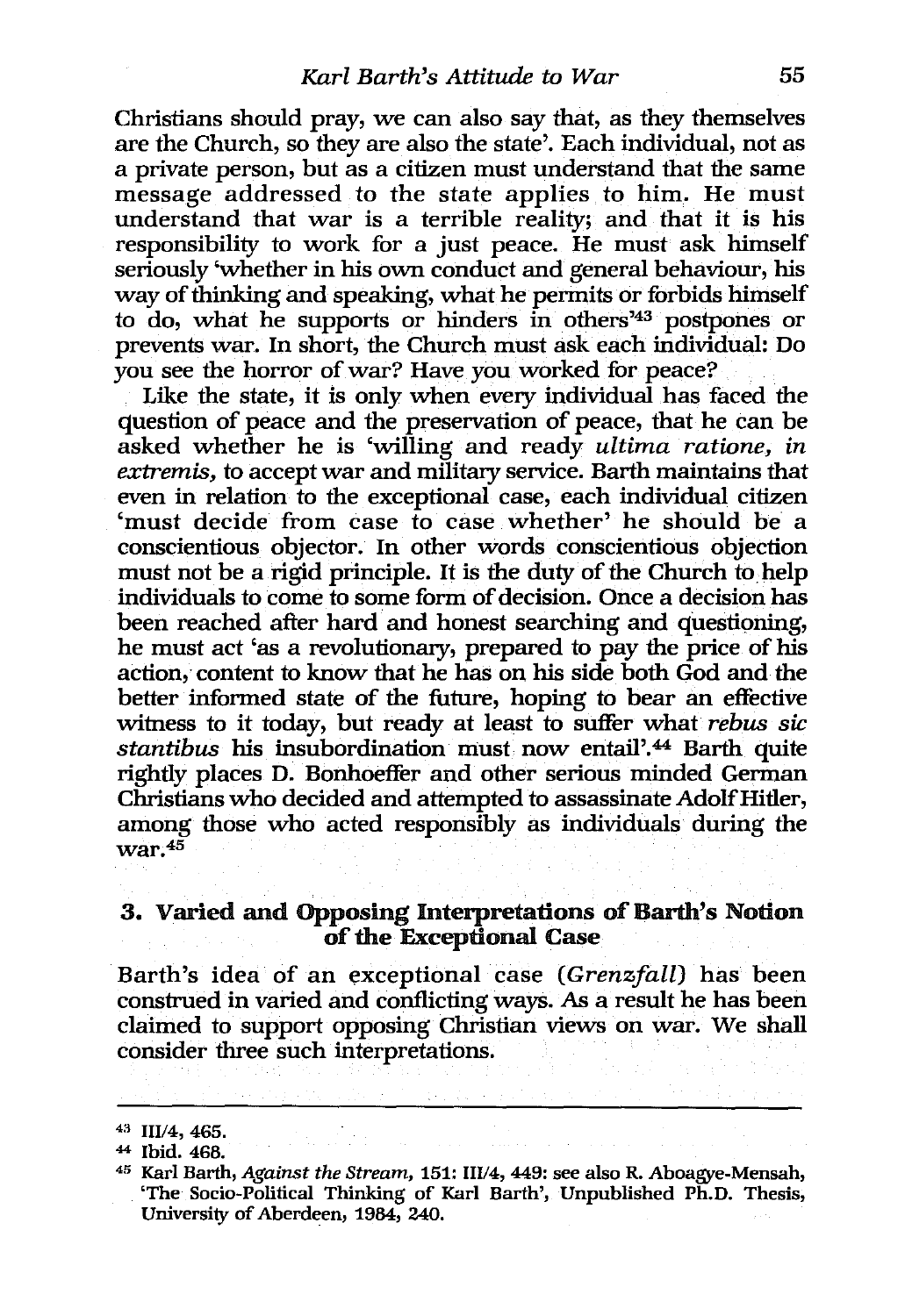Christians should pray, we can also say that, as they themselves are the Church, so they are also the state'. Each individual, not as a private person, but as a citizen must understand that the same message addressed to the state applies to him. He must understand that war is a terrible reality; and that it is his responsibility to work for a just peace. He must ask himself seriously 'whether in his own conduct and general behaviour, his way of thinking and speaking, what he permits or forbids himself to do, what he supports or hinders in others'[43] postpones or prevents war. In short, the Church must ask each individual: Do you see the horror of war? Have you worked for peace?

Like the state, it is only when every individual has faced the question of peace and the preservation of peace, that he can be asked whether he is 'willing and ready *ultima ratione, in extremis,* to accept war and military service. Barth maintains that even in relation to the exceptional case, each individual citizen 'must decide from case to case whether' he should be a conscientious objector. In other words conscientious objection must not be a rigid principle. It is the duty of the Church to help individuals to come to some form of decision. Once a decision has been reached after hard and honest searching and questioning, he must act 'as a revolutionary, prepared to pay the price of his action, content to know that he has on his side both God and the better informed state of the future, hoping to bear an effective witness to it today, but ready at least to suffer what *rebus sic stantibus* his insubordination must now entail'.[44] Barth quite rightly places D. Bonhoeffer and other serious minded German Christians who decided and attempted to assassinate Adolf Hitler, among those who acted responsibly as individuals during the war.[45]

## 3. Varied and Opposing Interpretations of Barth's Notion of the Exceptional Case

Barth's idea of an exceptional case (*Grenzfall*) has been construed in varied and conflicting ways. As a result he has been claimed to support opposing Christian views on war. We shall consider three such interpretations.

---

[43] III/4, 465.

[44] Ibid. 468.

[45] Karl Barth, *Against the Stream*, 151: III/4, 449: see also R. Aboagye-Mensah, 'The Socio-Political Thinking of Karl Barth', Unpublished Ph.D. Thesis, University of Aberdeen, 1984, 240.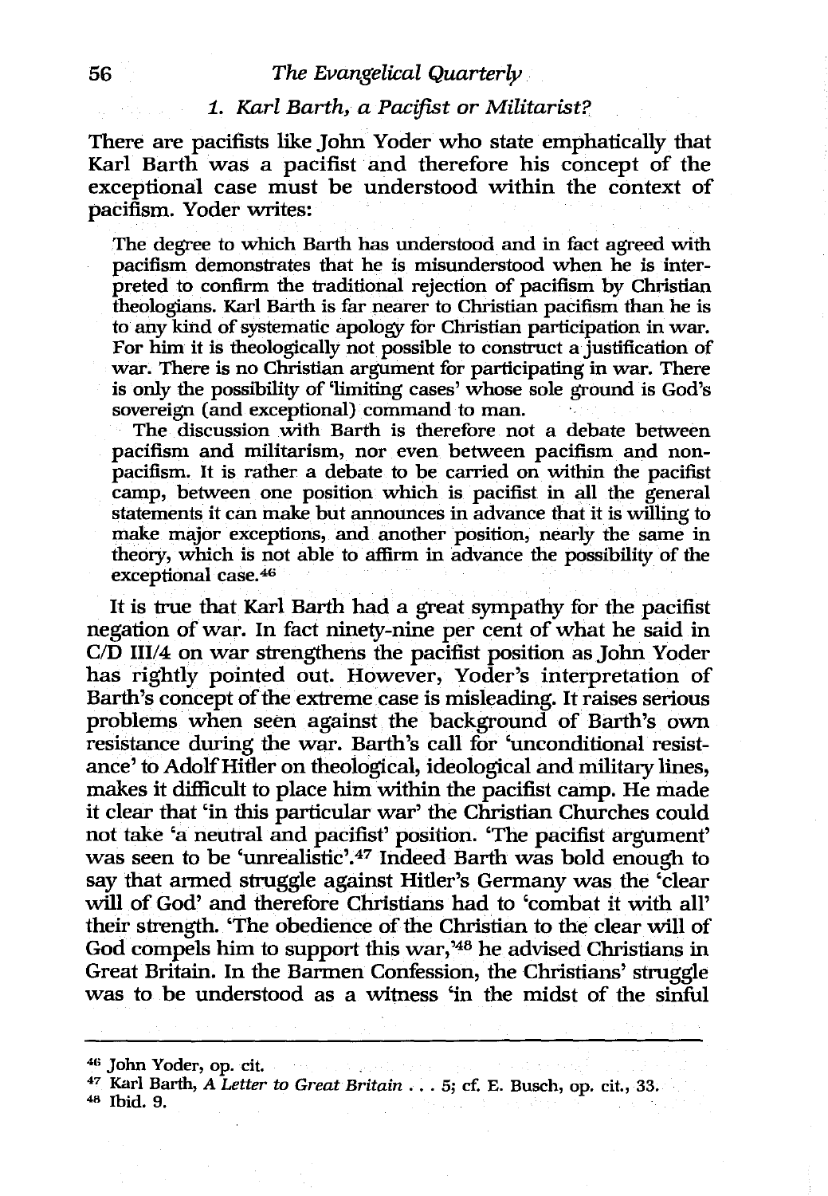### 1. *Karl Barth, a Pacifist or Militarist?*

There are pacifists like John Yoder who state emphatically that Karl Barth was a pacifist and therefore his concept of the exceptional case must be understood within the context of pacifism. Yoder writes:

> The degree to which Barth has understood and in fact agreed with pacifism demonstrates that he is misunderstood when he is interpreted to confirm the traditional rejection of pacifism by Christian theologians. Karl Barth is far nearer to Christian pacifism than he is to any kind of systematic apology for Christian participation in war. For him it is theologically not possible to construct a justification of war. There is no Christian argument for participating in war. There is only the possibility of 'limiting cases' whose sole ground is God's sovereign (and exceptional) command to man.
>
> The discussion with Barth is therefore not a debate between pacifism and militarism, nor even between pacifism and non-pacifism. It is rather a debate to be carried on within the pacifist camp, between one position which is pacifist in all the general statements it can make but announces in advance that it is willing to make major exceptions, and another position, nearly the same in theory, which is not able to affirm in advance the possibility of the exceptional case.[46]

It is true that Karl Barth had a great sympathy for the pacifist negation of war. In fact ninety-nine per cent of what he said in C/D III/4 on war strengthens the pacifist position as John Yoder has rightly pointed out. However, Yoder's interpretation of Barth's concept of the extreme case is misleading. It raises serious problems when seen against the background of Barth's own resistance during the war. Barth's call for 'unconditional resistance' to Adolf Hitler on theological, ideological and military lines, makes it difficult to place him within the pacifist camp. He made it clear that 'in this particular war' the Christian Churches could not take 'a neutral and pacifist' position. 'The pacifist argument' was seen to be 'unrealistic'.[47] Indeed Barth was bold enough to say that armed struggle against Hitler's Germany was the 'clear will of God' and therefore Christians had to 'combat it with all' their strength. 'The obedience of the Christian to the clear will of God compels him to support this war,'[48] he advised Christians in Great Britain. In the Barmen Confession, the Christians' struggle was to be understood as a witness 'in the midst of the sinful

---

[46] John Yoder, op. cit.

[47] Karl Barth, *A Letter to Great Britain* . . . 5; cf. E. Busch, op. cit., 33.

[48] Ibid. 9.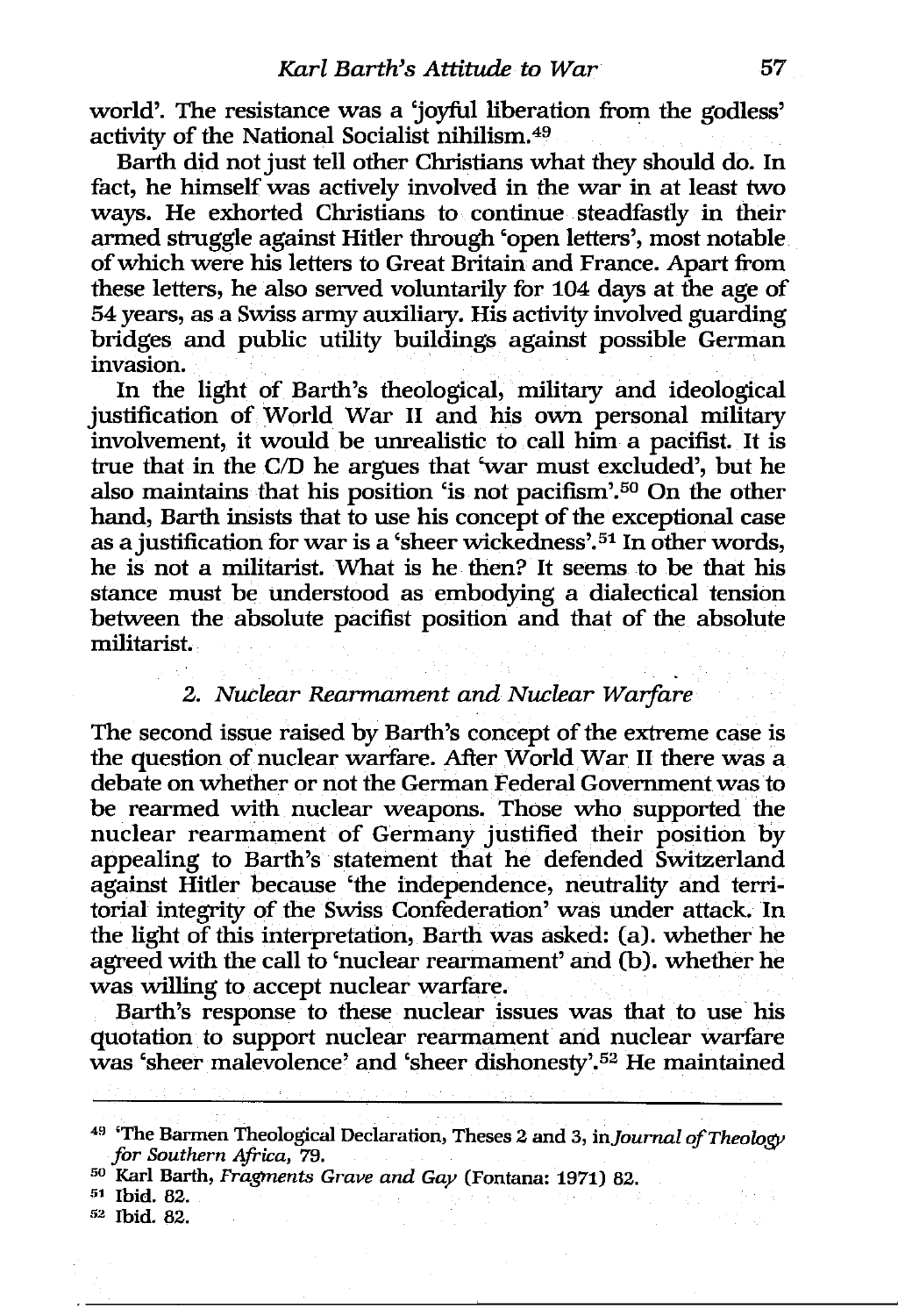world'. The resistance was a 'joyful liberation from the godless' activity of the National Socialist nihilism.[49]

Barth did not just tell other Christians what they should do. In fact, he himself was actively involved in the war in at least two ways. He exhorted Christians to continue steadfastly in their armed struggle against Hitler through 'open letters', most notable of which were his letters to Great Britain and France. Apart from these letters, he also served voluntarily for 104 days at the age of 54 years, as a Swiss army auxiliary. His activity involved guarding bridges and public utility buildings against possible German invasion.

In the light of Barth's theological, military and ideological justification of World War II and his own personal military involvement, it would be unrealistic to call him a pacifist. It is true that in the C/D he argues that 'war must excluded', but he also maintains that his position 'is not pacifism'.[50] On the other hand, Barth insists that to use his concept of the exceptional case as a justification for war is a 'sheer wickedness'.[51] In other words, he is not a militarist. What is he then? It seems to be that his stance must be understood as embodying a dialectical tension between the absolute pacifist position and that of the absolute militarist.

### 2. *Nuclear Rearmament and Nuclear Warfare*

The second issue raised by Barth's concept of the extreme case is the question of nuclear warfare. After World War II there was a debate on whether or not the German Federal Government was to be rearmed with nuclear weapons. Those who supported the nuclear rearmament of Germany justified their position by appealing to Barth's statement that he defended Switzerland against Hitler because 'the independence, neutrality and territorial integrity of the Swiss Confederation' was under attack. In the light of this interpretation, Barth was asked: (a). whether he agreed with the call to 'nuclear rearmament' and (b). whether he was willing to accept nuclear warfare.

Barth's response to these nuclear issues was that to use his quotation to support nuclear rearmament and nuclear warfare was 'sheer malevolence' and 'sheer dishonesty'.[52] He maintained

---

[49] 'The Barmen Theological Declaration, Theses 2 and 3, in *Journal of Theology for Southern Africa*, 79.

[50] Karl Barth, *Fragments Grave and Gay* (Fontana: 1971) 82.

[51] Ibid. 82.

[52] Ibid. 82.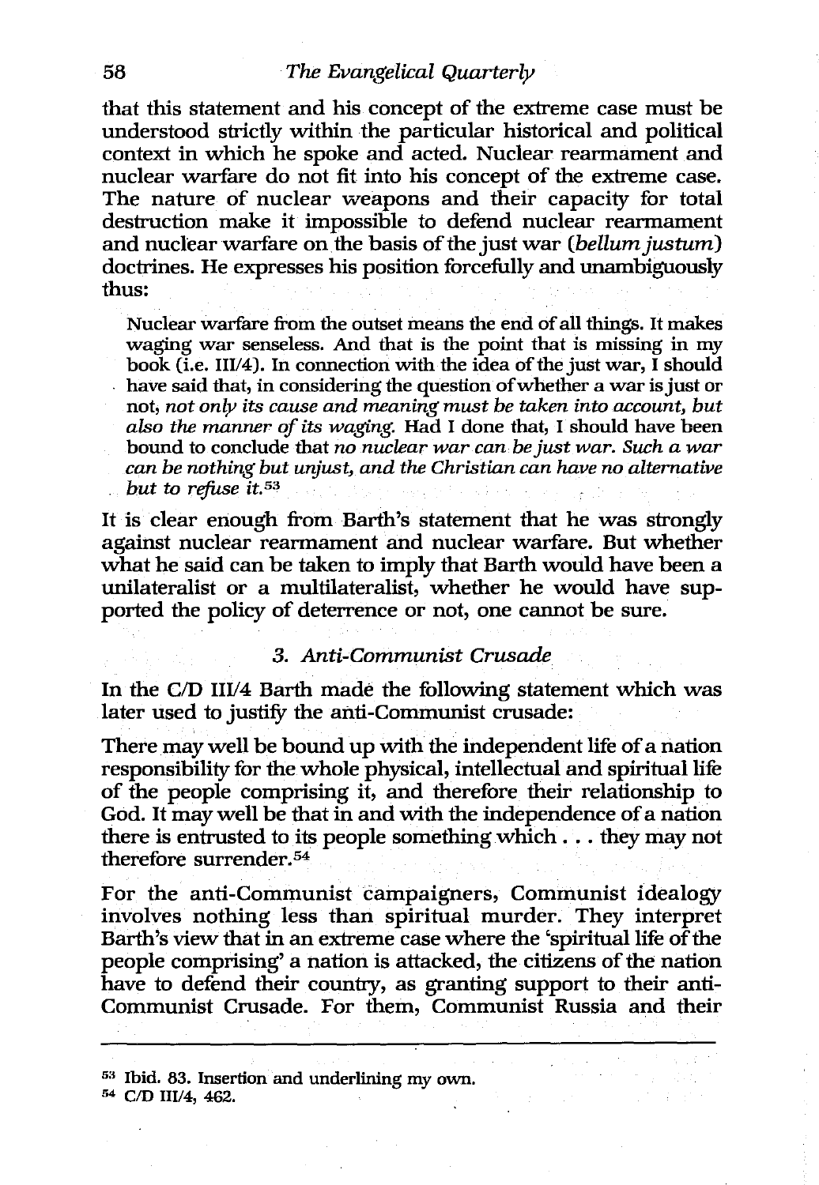that this statement and his concept of the extreme case must be understood strictly within the particular historical and political context in which he spoke and acted. Nuclear rearmament and nuclear warfare do not fit into his concept of the extreme case. The nature of nuclear weapons and their capacity for total destruction make it impossible to defend nuclear rearmament and nuclear warfare on the basis of the just war (*bellum justum*) doctrines. He expresses his position forcefully and unambiguously thus:

> Nuclear warfare from the outset means the end of all things. It makes waging war senseless. And that is the point that is missing in my book (i.e. III/4). In connection with the idea of the just war, I should have said that, in considering the question of whether a war is just or not, *not only its cause and meaning must be taken into account, but also the manner of its waging.* Had I done that, I should have been bound to conclude that *no nuclear war can be just war. Such a war can be nothing but unjust, and the Christian can have no alternative but to refuse it.*[53]

It is clear enough from Barth's statement that he was strongly against nuclear rearmament and nuclear warfare. But whether what he said can be taken to imply that Barth would have been a unilateralist or a multilateralist, whether he would have supported the policy of deterrence or not, one cannot be sure.

### *3. Anti-Communist Crusade*

In the C/D III/4 Barth made the following statement which was later used to justify the anti-Communist crusade:

There may well be bound up with the independent life of a nation responsibility for the whole physical, intellectual and spiritual life of the people comprising it, and therefore their relationship to God. It may well be that in and with the independence of a nation there is entrusted to its people something which . . . they may not therefore surrender.[54]

For the anti-Communist campaigners, Communist idealogy involves nothing less than spiritual murder. They interpret Barth's view that in an extreme case where the 'spiritual life of the people comprising' a nation is attacked, the citizens of the nation have to defend their country, as granting support to their anti-Communist Crusade. For them, Communist Russia and their

---

[53] Ibid. 83. Insertion and underlining my own.

[54] C/D III/4, 462.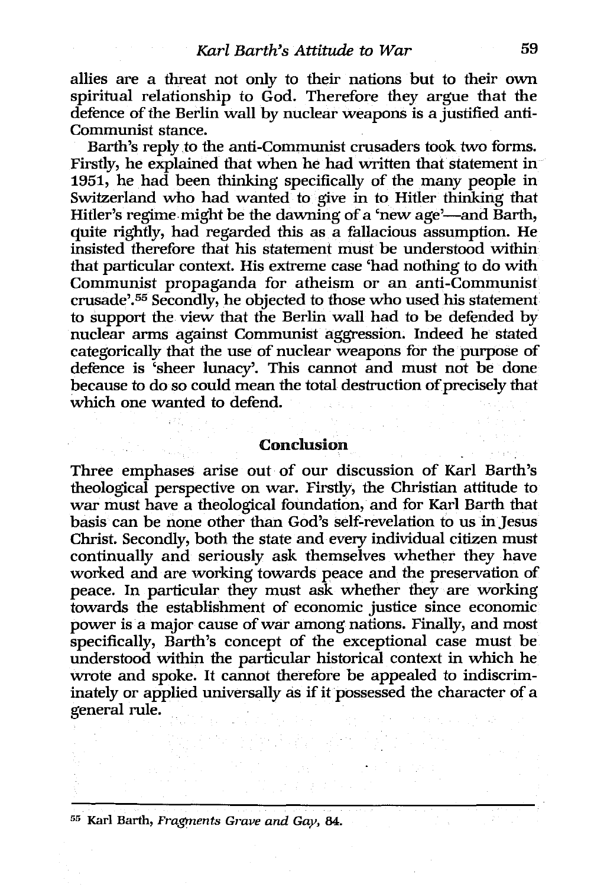allies are a threat not only to their nations but to their own spiritual relationship to God. Therefore they argue that the defence of the Berlin wall by nuclear weapons is a justified anti-Communist stance.

Barth's reply to the anti-Communist crusaders took two forms. Firstly, he explained that when he had written that statement in 1951, he had been thinking specifically of the many people in Switzerland who had wanted to give in to Hitler thinking that Hitler's regime might be the dawning of a 'new age'—and Barth, quite rightly, had regarded this as a fallacious assumption. He insisted therefore that his statement must be understood within that particular context. His extreme case 'had nothing to do with Communist propaganda for atheism or an anti-Communist crusade'.[55] Secondly, he objected to those who used his statement to support the view that the Berlin wall had to be defended by nuclear arms against Communist aggression. Indeed he stated categorically that the use of nuclear weapons for the purpose of defence is 'sheer lunacy'. This cannot and must not be done because to do so could mean the total destruction of precisely that which one wanted to defend.

## Conclusion

Three emphases arise out of our discussion of Karl Barth's theological perspective on war. Firstly, the Christian attitude to war must have a theological foundation, and for Karl Barth that basis can be none other than God's self-revelation to us in Jesus Christ. Secondly, both the state and every individual citizen must continually and seriously ask themselves whether they have worked and are working towards peace and the preservation of peace. In particular they must ask whether they are working towards the establishment of economic justice since economic power is a major cause of war among nations. Finally, and most specifically, Barth's concept of the exceptional case must be understood within the particular historical context in which he wrote and spoke. It cannot therefore be appealed to indiscriminately or applied universally as if it possessed the character of a general rule.

---

[55] Karl Barth, *Fragments Grave and Gay*, 84.